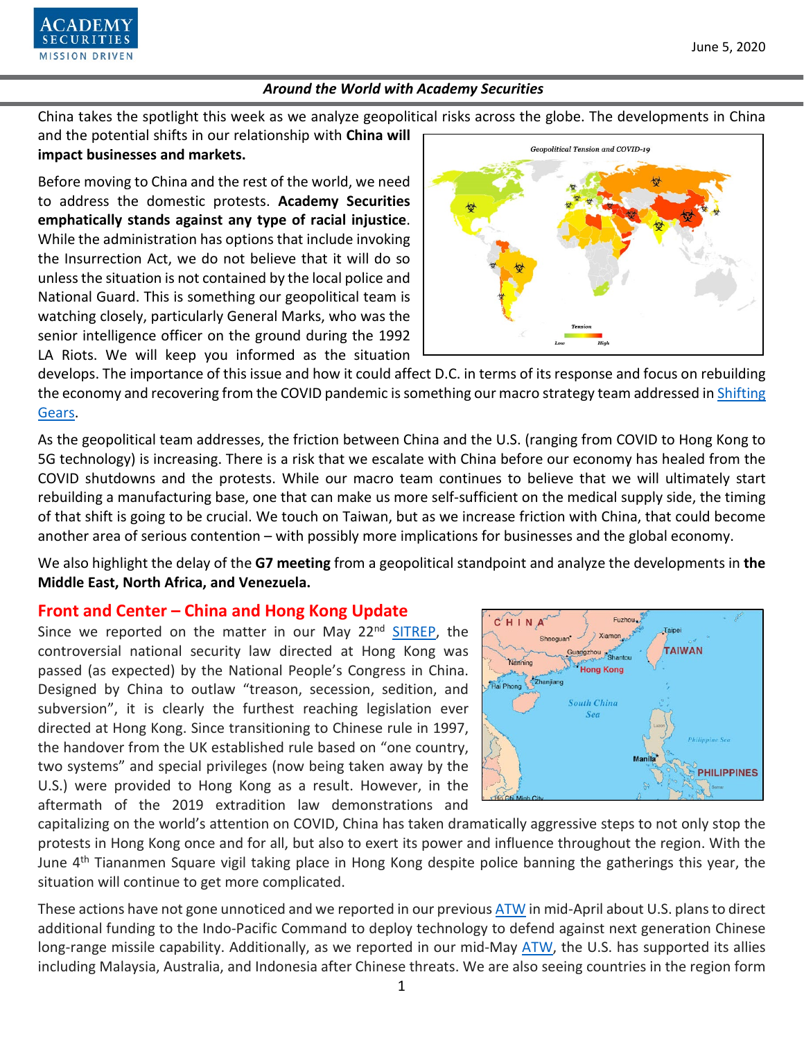June 5, 2020

*Around the World with Academy Securities*

China takes the spotlight this week as we analyze geopolitical risks across the globe. The developments in China and the potential shifts in our relationship with **China will impact businesses and markets.**

Before moving to China and the rest of the world, we need to address the domestic protests. **Academy Securities emphatically stands against any type of racial injustice**. While the administration has options that include invoking the Insurrection Act, we do not believe that it will do so unless the situation is not contained by the local police and National Guard. This is something our geopolitical team is watching closely, particularly General Marks, who was the senior intelligence officer on the ground during the 1992 LA Riots. We will keep you informed as the situation develops. The importance of this issue and how it could affect D.C. in terms of its response and focus on rebuilding the economy and recovering from the COVID pandemic is something our macro strategy team addressed in [Shifting Gears](#).

As the geopolitical team addresses, the friction between China and the U.S. (ranging from COVID to Hong Kong to 5G technology) is increasing. There is a risk that we escalate with China before our economy has healed from the COVID shutdowns and the protests. While our macro team continues to believe that we will ultimately start rebuilding a manufacturing base, one that can make us more self-sufficient on the medical supply side, the timing of that shift is going to be crucial. We touch on Taiwan, but as we increase friction with China, that could become another area of serious contention – with possibly more implications for businesses and the global economy.

We also highlight the delay of the **G7 meeting** from a geopolitical standpoint and analyze the developments in **the Middle East, North Africa, and Venezuela.**

## Front and Center – China and Hong Kong Update

Since we reported on the matter in our May 22nd [SITREP](#), the controversial national security law directed at Hong Kong was passed (as expected) by the National People's Congress in China. Designed by China to outlaw "treason, secession, sedition, and subversion", it is clearly the furthest reaching legislation ever directed at Hong Kong. Since transitioning to Chinese rule in 1997, the handover from the UK established rule based on "one country, two systems" and special privileges (now being taken away by the U.S.) were provided to Hong Kong as a result. However, in the aftermath of the 2019 extradition law demonstrations and capitalizing on the world's attention on COVID, China has taken dramatically aggressive steps to not only stop the protests in Hong Kong once and for all, but also to exert its power and influence throughout the region. With the June 4th Tiananmen Square vigil taking place in Hong Kong despite police banning the gatherings this year, the situation will continue to get more complicated.

These actions have not gone unnoticed and we reported in our previous [ATW](#) in mid-April about U.S. plans to direct additional funding to the Indo-Pacific Command to deploy technology to defend against next generation Chinese long-range missile capability. Additionally, as we reported in our mid-May [ATW](#), the U.S. has supported its allies including Malaysia, Australia, and Indonesia after Chinese threats. We are also seeing countries in the region form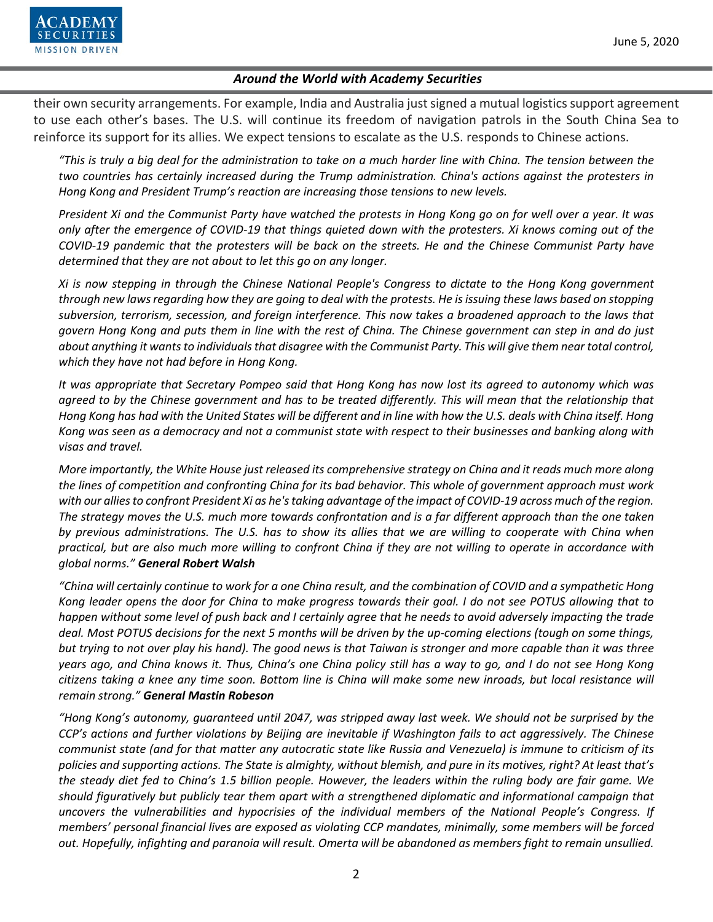their own security arrangements. For example, India and Australia just signed a mutual logistics support agreement to use each other's bases. The U.S. will continue its freedom of navigation patrols in the South China Sea to reinforce its support for its allies. We expect tensions to escalate as the U.S. responds to Chinese actions.

*"This is truly a big deal for the administration to take on a much harder line with China. The tension between the two countries has certainly increased during the Trump administration. China's actions against the protesters in Hong Kong and President Trump's reaction are increasing those tensions to new levels.*

*President Xi and the Communist Party have watched the protests in Hong Kong go on for well over a year. It was only after the emergence of COVID-19 that things quieted down with the protesters. Xi knows coming out of the COVID-19 pandemic that the protesters will be back on the streets. He and the Chinese Communist Party have determined that they are not about to let this go on any longer.*

*Xi is now stepping in through the Chinese National People's Congress to dictate to the Hong Kong government through new laws regarding how they are going to deal with the protests. He is issuing these laws based on stopping subversion, terrorism, secession, and foreign interference. This now takes a broadened approach to the laws that govern Hong Kong and puts them in line with the rest of China. The Chinese government can step in and do just about anything it wants to individuals that disagree with the Communist Party. This will give them near total control, which they have not had before in Hong Kong.*

*It was appropriate that Secretary Pompeo said that Hong Kong has now lost its agreed to autonomy which was agreed to by the Chinese government and has to be treated differently. This will mean that the relationship that Hong Kong has had with the United States will be different and in line with how the U.S. deals with China itself. Hong Kong was seen as a democracy and not a communist state with respect to their businesses and banking along with visas and travel.*

*More importantly, the White House just released its comprehensive strategy on China and it reads much more along the lines of competition and confronting China for its bad behavior. This whole of government approach must work with our allies to confront President Xi as he's taking advantage of the impact of COVID-19 across much of the region. The strategy moves the U.S. much more towards confrontation and is a far different approach than the one taken by previous administrations. The U.S. has to show its allies that we are willing to cooperate with China when practical, but are also much more willing to confront China if they are not willing to operate in accordance with global norms."* ***General Robert Walsh***

*"China will certainly continue to work for a one China result, and the combination of COVID and a sympathetic Hong Kong leader opens the door for China to make progress towards their goal. I do not see POTUS allowing that to happen without some level of push back and I certainly agree that he needs to avoid adversely impacting the trade deal. Most POTUS decisions for the next 5 months will be driven by the up-coming elections (tough on some things, but trying to not over play his hand). The good news is that Taiwan is stronger and more capable than it was three years ago, and China knows it. Thus, China's one China policy still has a way to go, and I do not see Hong Kong citizens taking a knee any time soon. Bottom line is China will make some new inroads, but local resistance will remain strong."* ***General Mastin Robeson***

*"Hong Kong's autonomy, guaranteed until 2047, was stripped away last week. We should not be surprised by the CCP's actions and further violations by Beijing are inevitable if Washington fails to act aggressively. The Chinese communist state (and for that matter any autocratic state like Russia and Venezuela) is immune to criticism of its policies and supporting actions. The State is almighty, without blemish, and pure in its motives, right? At least that's the steady diet fed to China's 1.5 billion people. However, the leaders within the ruling body are fair game. We should figuratively but publicly tear them apart with a strengthened diplomatic and informational campaign that uncovers the vulnerabilities and hypocrisies of the individual members of the National People's Congress. If members' personal financial lives are exposed as violating CCP mandates, minimally, some members will be forced out. Hopefully, infighting and paranoia will result. Omerta will be abandoned as members fight to remain unsullied.*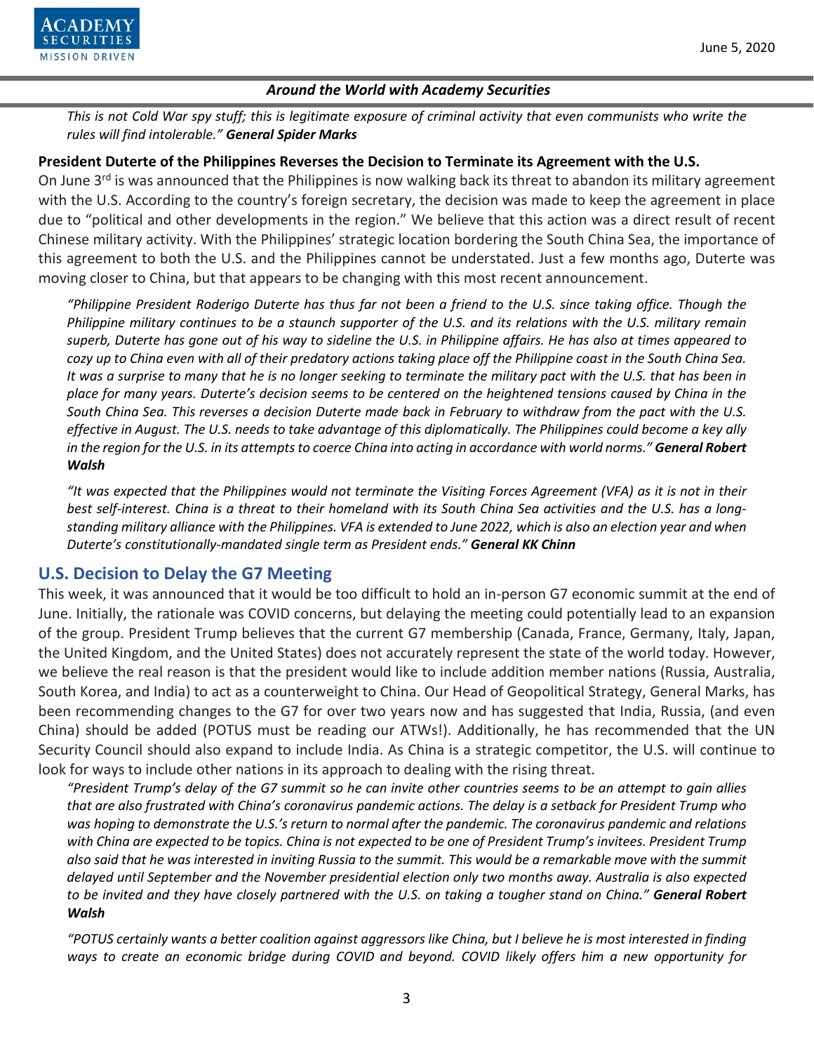*This is not Cold War spy stuff; this is legitimate exposure of criminal activity that even communists who write the rules will find intolerable."* ***General Spider Marks***

**President Duterte of the Philippines Reverses the Decision to Terminate its Agreement with the U.S.**

On June 3rd is was announced that the Philippines is now walking back its threat to abandon its military agreement with the U.S. According to the country's foreign secretary, the decision was made to keep the agreement in place due to "political and other developments in the region." We believe that this action was a direct result of recent Chinese military activity. With the Philippines' strategic location bordering the South China Sea, the importance of this agreement to both the U.S. and the Philippines cannot be understated. Just a few months ago, Duterte was moving closer to China, but that appears to be changing with this most recent announcement.

*"Philippine President Roderigo Duterte has thus far not been a friend to the U.S. since taking office. Though the Philippine military continues to be a staunch supporter of the U.S. and its relations with the U.S. military remain superb, Duterte has gone out of his way to sideline the U.S. in Philippine affairs. He has also at times appeared to cozy up to China even with all of their predatory actions taking place off the Philippine coast in the South China Sea. It was a surprise to many that he is no longer seeking to terminate the military pact with the U.S. that has been in place for many years. Duterte's decision seems to be centered on the heightened tensions caused by China in the South China Sea. This reverses a decision Duterte made back in February to withdraw from the pact with the U.S. effective in August. The U.S. needs to take advantage of this diplomatically. The Philippines could become a key ally in the region for the U.S. in its attempts to coerce China into acting in accordance with world norms."* ***General Robert Walsh***

*"It was expected that the Philippines would not terminate the Visiting Forces Agreement (VFA) as it is not in their best self-interest. China is a threat to their homeland with its South China Sea activities and the U.S. has a long-standing military alliance with the Philippines. VFA is extended to June 2022, which is also an election year and when Duterte's constitutionally-mandated single term as President ends."* ***General KK Chinn***

## U.S. Decision to Delay the G7 Meeting

This week, it was announced that it would be too difficult to hold an in-person G7 economic summit at the end of June. Initially, the rationale was COVID concerns, but delaying the meeting could potentially lead to an expansion of the group. President Trump believes that the current G7 membership (Canada, France, Germany, Italy, Japan, the United Kingdom, and the United States) does not accurately represent the state of the world today. However, we believe the real reason is that the president would like to include addition member nations (Russia, Australia, South Korea, and India) to act as a counterweight to China. Our Head of Geopolitical Strategy, General Marks, has been recommending changes to the G7 for over two years now and has suggested that India, Russia, (and even China) should be added (POTUS must be reading our ATWs!). Additionally, he has recommended that the UN Security Council should also expand to include India. As China is a strategic competitor, the U.S. will continue to look for ways to include other nations in its approach to dealing with the rising threat.

*"President Trump's delay of the G7 summit so he can invite other countries seems to be an attempt to gain allies that are also frustrated with China's coronavirus pandemic actions. The delay is a setback for President Trump who was hoping to demonstrate the U.S.'s return to normal after the pandemic. The coronavirus pandemic and relations with China are expected to be topics. China is not expected to be one of President Trump's invitees. President Trump also said that he was interested in inviting Russia to the summit. This would be a remarkable move with the summit delayed until September and the November presidential election only two months away. Australia is also expected to be invited and they have closely partnered with the U.S. on taking a tougher stand on China."* ***General Robert Walsh***

*"POTUS certainly wants a better coalition against aggressors like China, but I believe he is most interested in finding ways to create an economic bridge during COVID and beyond. COVID likely offers him a new opportunity for*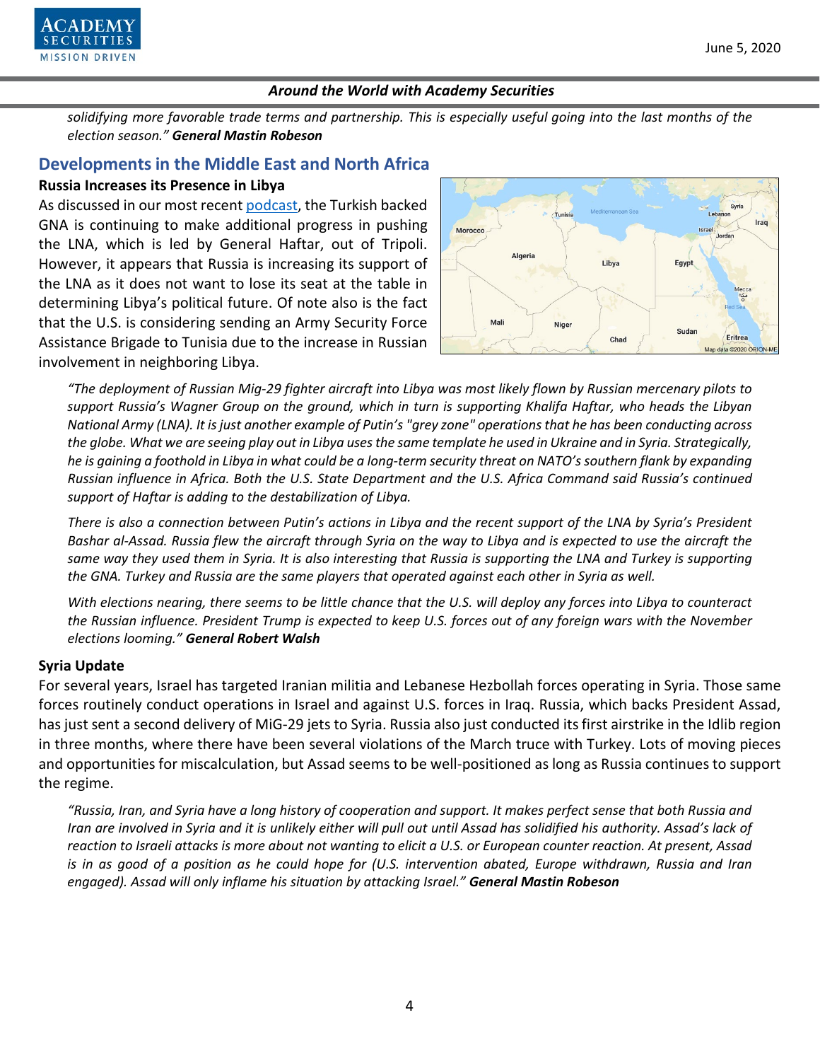*solidifying more favorable trade terms and partnership. This is especially useful going into the last months of the election season."* ***General Mastin Robeson***

## Developments in the Middle East and North Africa

### Russia Increases its Presence in Libya

As discussed in our most recent podcast, the Turkish backed GNA is continuing to make additional progress in pushing the LNA, which is led by General Haftar, out of Tripoli. However, it appears that Russia is increasing its support of the LNA as it does not want to lose its seat at the table in determining Libya's political future. Of note also is the fact that the U.S. is considering sending an Army Security Force Assistance Brigade to Tunisia due to the increase in Russian involvement in neighboring Libya.

*"The deployment of Russian Mig-29 fighter aircraft into Libya was most likely flown by Russian mercenary pilots to support Russia's Wagner Group on the ground, which in turn is supporting Khalifa Haftar, who heads the Libyan National Army (LNA). It is just another example of Putin's "grey zone" operations that he has been conducting across the globe. What we are seeing play out in Libya uses the same template he used in Ukraine and in Syria. Strategically, he is gaining a foothold in Libya in what could be a long-term security threat on NATO's southern flank by expanding Russian influence in Africa. Both the U.S. State Department and the U.S. Africa Command said Russia's continued support of Haftar is adding to the destabilization of Libya.*

*There is also a connection between Putin's actions in Libya and the recent support of the LNA by Syria's President Bashar al-Assad. Russia flew the aircraft through Syria on the way to Libya and is expected to use the aircraft the same way they used them in Syria. It is also interesting that Russia is supporting the LNA and Turkey is supporting the GNA. Turkey and Russia are the same players that operated against each other in Syria as well.*

*With elections nearing, there seems to be little chance that the U.S. will deploy any forces into Libya to counteract the Russian influence. President Trump is expected to keep U.S. forces out of any foreign wars with the November elections looming."* ***General Robert Walsh***

### Syria Update

For several years, Israel has targeted Iranian militia and Lebanese Hezbollah forces operating in Syria. Those same forces routinely conduct operations in Israel and against U.S. forces in Iraq. Russia, which backs President Assad, has just sent a second delivery of MiG-29 jets to Syria. Russia also just conducted its first airstrike in the Idlib region in three months, where there have been several violations of the March truce with Turkey. Lots of moving pieces and opportunities for miscalculation, but Assad seems to be well-positioned as long as Russia continues to support the regime.

*"Russia, Iran, and Syria have a long history of cooperation and support. It makes perfect sense that both Russia and Iran are involved in Syria and it is unlikely either will pull out until Assad has solidified his authority. Assad's lack of reaction to Israeli attacks is more about not wanting to elicit a U.S. or European counter reaction. At present, Assad is in as good of a position as he could hope for (U.S. intervention abated, Europe withdrawn, Russia and Iran engaged). Assad will only inflame his situation by attacking Israel."* ***General Mastin Robeson***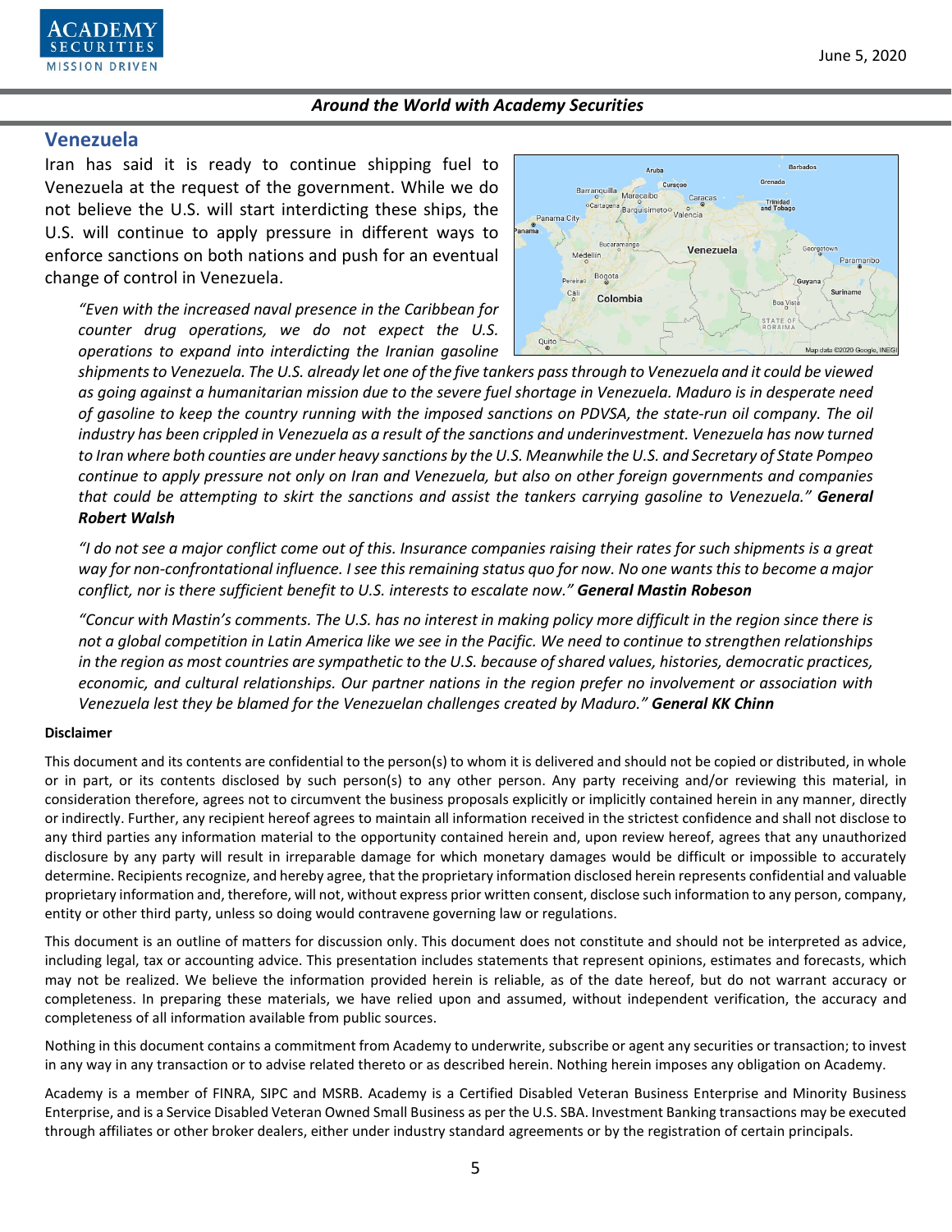## Venezuela

Iran has said it is ready to continue shipping fuel to Venezuela at the request of the government. While we do not believe the U.S. will start interdicting these ships, the U.S. will continue to apply pressure in different ways to enforce sanctions on both nations and push for an eventual change of control in Venezuela.

*"Even with the increased naval presence in the Caribbean for counter drug operations, we do not expect the U.S. operations to expand into interdicting the Iranian gasoline shipments to Venezuela. The U.S. already let one of the five tankers pass through to Venezuela and it could be viewed as going against a humanitarian mission due to the severe fuel shortage in Venezuela. Maduro is in desperate need of gasoline to keep the country running with the imposed sanctions on PDVSA, the state-run oil company. The oil industry has been crippled in Venezuela as a result of the sanctions and underinvestment. Venezuela has now turned to Iran where both counties are under heavy sanctions by the U.S. Meanwhile the U.S. and Secretary of State Pompeo continue to apply pressure not only on Iran and Venezuela, but also on other foreign governments and companies that could be attempting to skirt the sanctions and assist the tankers carrying gasoline to Venezuela."* ***General Robert Walsh***

*"I do not see a major conflict come out of this. Insurance companies raising their rates for such shipments is a great way for non-confrontational influence. I see this remaining status quo for now. No one wants this to become a major conflict, nor is there sufficient benefit to U.S. interests to escalate now."* ***General Mastin Robeson***

*"Concur with Mastin's comments. The U.S. has no interest in making policy more difficult in the region since there is not a global competition in Latin America like we see in the Pacific. We need to continue to strengthen relationships in the region as most countries are sympathetic to the U.S. because of shared values, histories, democratic practices, economic, and cultural relationships. Our partner nations in the region prefer no involvement or association with Venezuela lest they be blamed for the Venezuelan challenges created by Maduro."* ***General KK Chinn***

**Disclaimer**

This document and its contents are confidential to the person(s) to whom it is delivered and should not be copied or distributed, in whole or in part, or its contents disclosed by such person(s) to any other person. Any party receiving and/or reviewing this material, in consideration therefore, agrees not to circumvent the business proposals explicitly or implicitly contained herein in any manner, directly or indirectly. Further, any recipient hereof agrees to maintain all information received in the strictest confidence and shall not disclose to any third parties any information material to the opportunity contained herein and, upon review hereof, agrees that any unauthorized disclosure by any party will result in irreparable damage for which monetary damages would be difficult or impossible to accurately determine. Recipients recognize, and hereby agree, that the proprietary information disclosed herein represents confidential and valuable proprietary information and, therefore, will not, without express prior written consent, disclose such information to any person, company, entity or other third party, unless so doing would contravene governing law or regulations.

This document is an outline of matters for discussion only. This document does not constitute and should not be interpreted as advice, including legal, tax or accounting advice. This presentation includes statements that represent opinions, estimates and forecasts, which may not be realized. We believe the information provided herein is reliable, as of the date hereof, but do not warrant accuracy or completeness. In preparing these materials, we have relied upon and assumed, without independent verification, the accuracy and completeness of all information available from public sources.

Nothing in this document contains a commitment from Academy to underwrite, subscribe or agent any securities or transaction; to invest in any way in any transaction or to advise related thereto or as described herein. Nothing herein imposes any obligation on Academy.

Academy is a member of FINRA, SIPC and MSRB. Academy is a Certified Disabled Veteran Business Enterprise and Minority Business Enterprise, and is a Service Disabled Veteran Owned Small Business as per the U.S. SBA. Investment Banking transactions may be executed through affiliates or other broker dealers, either under industry standard agreements or by the registration of certain principals.